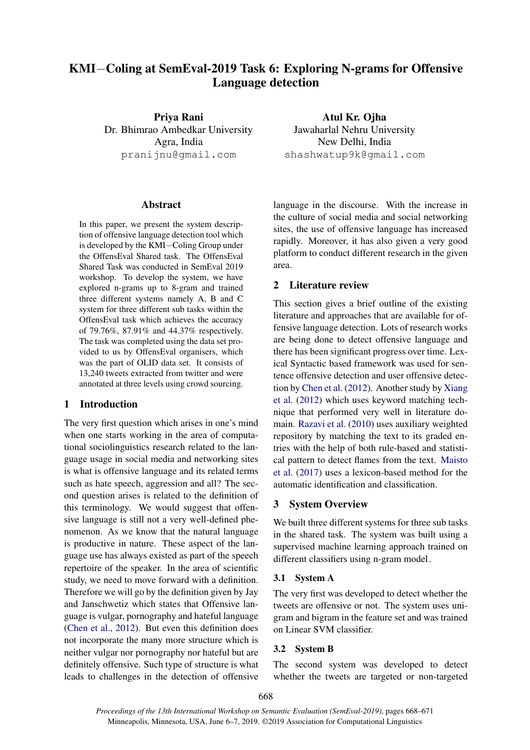# KMI−Coling at SemEval-2019 Task 6: Exploring N-grams for Offensive Language detection

**Priya Rani**
Dr. Bhimrao Ambedkar University
Agra, India
pranijnu@gmail.com

**Atul Kr. Ojha**
Jawaharlal Nehru University
New Delhi, India
shashwatup9k@gmail.com

## Abstract

In this paper, we present the system description of offensive language detection tool which is developed by the KMI−Coling Group under the OffensEval Shared task. The OffensEval Shared Task was conducted in SemEval 2019 workshop. To develop the system, we have explored n-grams up to 8-gram and trained three different systems namely A, B and C system for three different sub tasks within the OffensEval task which achieves the accuracy of 79.76%, 87.91% and 44.37% respectively. The task was completed using the data set provided to us by OffensEval organisers, which was the part of OLID data set. It consists of 13,240 tweets extracted from twitter and were annotated at three levels using crowd sourcing.

## 1 Introduction

The very first question which arises in one's mind when one starts working in the area of computational sociolinguistics research related to the language usage in social media and networking sites is what is offensive language and its related terms such as hate speech, aggression and all? The second question arises is related to the definition of this terminology. We would suggest that offensive language is still not a very well-defined phenomenon. As we know that the natural language is productive in nature. These aspect of the language use has always existed as part of the speech repertoire of the speaker. In the area of scientific study, we need to move forward with a definition. Therefore we will go by the definition given by Jay and Janschwetiz which states that Offensive language is vulgar, pornography and hateful language (Chen et al., 2012). But even this definition does not incorporate the many more structure which is neither vulgar nor pornography nor hateful but are definitely offensive. Such type of structure is what leads to challenges in the detection of offensive language in the discourse. With the increase in the culture of social media and social networking sites, the use of offensive language has increased rapidly. Moreover, it has also given a very good platform to conduct different research in the given area.

## 2 Literature review

This section gives a brief outline of the existing literature and approaches that are available for offensive language detection. Lots of research works are being done to detect offensive language and there has been significant progress over time. Lexical Syntactic based framework was used for sentence offensive detection and user offensive detection by Chen et al. (2012). Another study by Xiang et al. (2012) which uses keyword matching technique that performed very well in literature domain. Razavi et al. (2010) uses auxiliary weighted repository by matching the text to its graded entries with the help of both rule-based and statistical pattern to detect flames from the text. Maisto et al. (2017) uses a lexicon-based method for the automatic identification and classification.

## 3 System Overview

We built three different systems for three sub tasks in the shared task. The system was built using a supervised machine learning approach trained on different classifiers using n-gram model.

### 3.1 System A

The very first was developed to detect whether the tweets are offensive or not. The system uses unigram and bigram in the feature set and was trained on Linear SVM classifier.

### 3.2 System B

The second system was developed to detect whether the tweets are targeted or non-targeted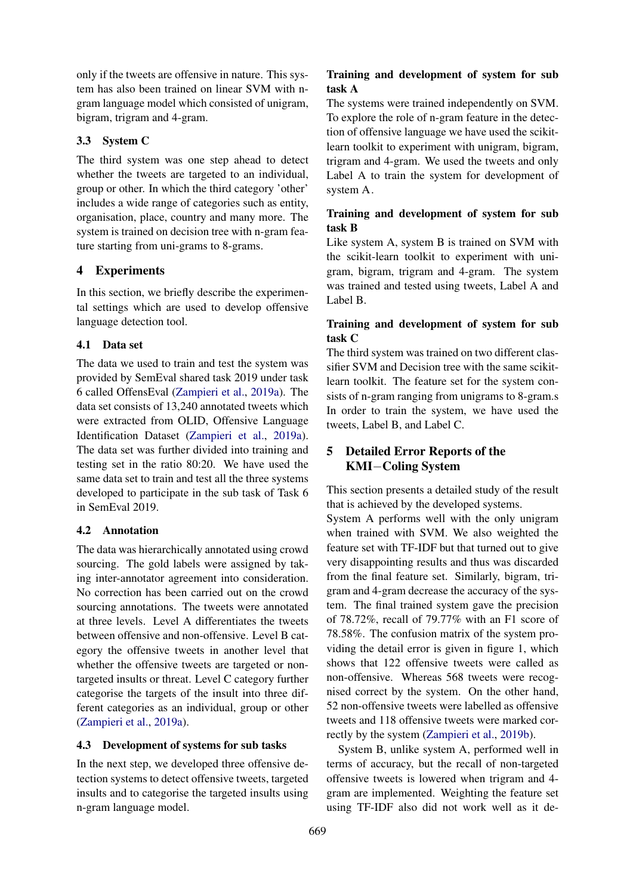only if the tweets are offensive in nature. This system has also been trained on linear SVM with n-gram language model which consisted of unigram, bigram, trigram and 4-gram.

### 3.3 System C

The third system was one step ahead to detect whether the tweets are targeted to an individual, group or other. In which the third category 'other' includes a wide range of categories such as entity, organisation, place, country and many more. The system is trained on decision tree with n-gram feature starting from uni-grams to 8-grams.

## 4 Experiments

In this section, we briefly describe the experimental settings which are used to develop offensive language detection tool.

### 4.1 Data set

The data we used to train and test the system was provided by SemEval shared task 2019 under task 6 called OffensEval (Zampieri et al., 2019a). The data set consists of 13,240 annotated tweets which were extracted from OLID, Offensive Language Identification Dataset (Zampieri et al., 2019a). The data set was further divided into training and testing set in the ratio 80:20. We have used the same data set to train and test all the three systems developed to participate in the sub task of Task 6 in SemEval 2019.

### 4.2 Annotation

The data was hierarchically annotated using crowd sourcing. The gold labels were assigned by taking inter-annotator agreement into consideration. No correction has been carried out on the crowd sourcing annotations. The tweets were annotated at three levels. Level A differentiates the tweets between offensive and non-offensive. Level B category the offensive tweets in another level that whether the offensive tweets are targeted or non-targeted insults or threat. Level C category further categorise the targets of the insult into three different categories as an individual, group or other (Zampieri et al., 2019a).

### 4.3 Development of systems for sub tasks

In the next step, we developed three offensive detection systems to detect offensive tweets, targeted insults and to categorise the targeted insults using n-gram language model.

**Training and development of system for sub task A**

The systems were trained independently on SVM. To explore the role of n-gram feature in the detection of offensive language we have used the scikit-learn toolkit to experiment with unigram, bigram, trigram and 4-gram. We used the tweets and only Label A to train the system for development of system A.

**Training and development of system for sub task B**

Like system A, system B is trained on SVM with the scikit-learn toolkit to experiment with unigram, bigram, trigram and 4-gram. The system was trained and tested using tweets, Label A and Label B.

**Training and development of system for sub task C**

The third system was trained on two different classifier SVM and Decision tree with the same scikit-learn toolkit. The feature set for the system consists of n-gram ranging from unigrams to 8-gram.s In order to train the system, we have used the tweets, Label B, and Label C.

## 5 Detailed Error Reports of the KMI−Coling System

This section presents a detailed study of the result that is achieved by the developed systems.

System A performs well with the only unigram when trained with SVM. We also weighted the feature set with TF-IDF but that turned out to give very disappointing results and thus was discarded from the final feature set. Similarly, bigram, trigram and 4-gram decrease the accuracy of the system. The final trained system gave the precision of 78.72%, recall of 79.77% with an F1 score of 78.58%. The confusion matrix of the system providing the detail error is given in figure 1, which shows that 122 offensive tweets were called as non-offensive. Whereas 568 tweets were recognised correct by the system. On the other hand, 52 non-offensive tweets were labelled as offensive tweets and 118 offensive tweets were marked correctly by the system (Zampieri et al., 2019b).

System B, unlike system A, performed well in terms of accuracy, but the recall of non-targeted offensive tweets is lowered when trigram and 4-gram are implemented. Weighting the feature set using TF-IDF also did not work well as it de-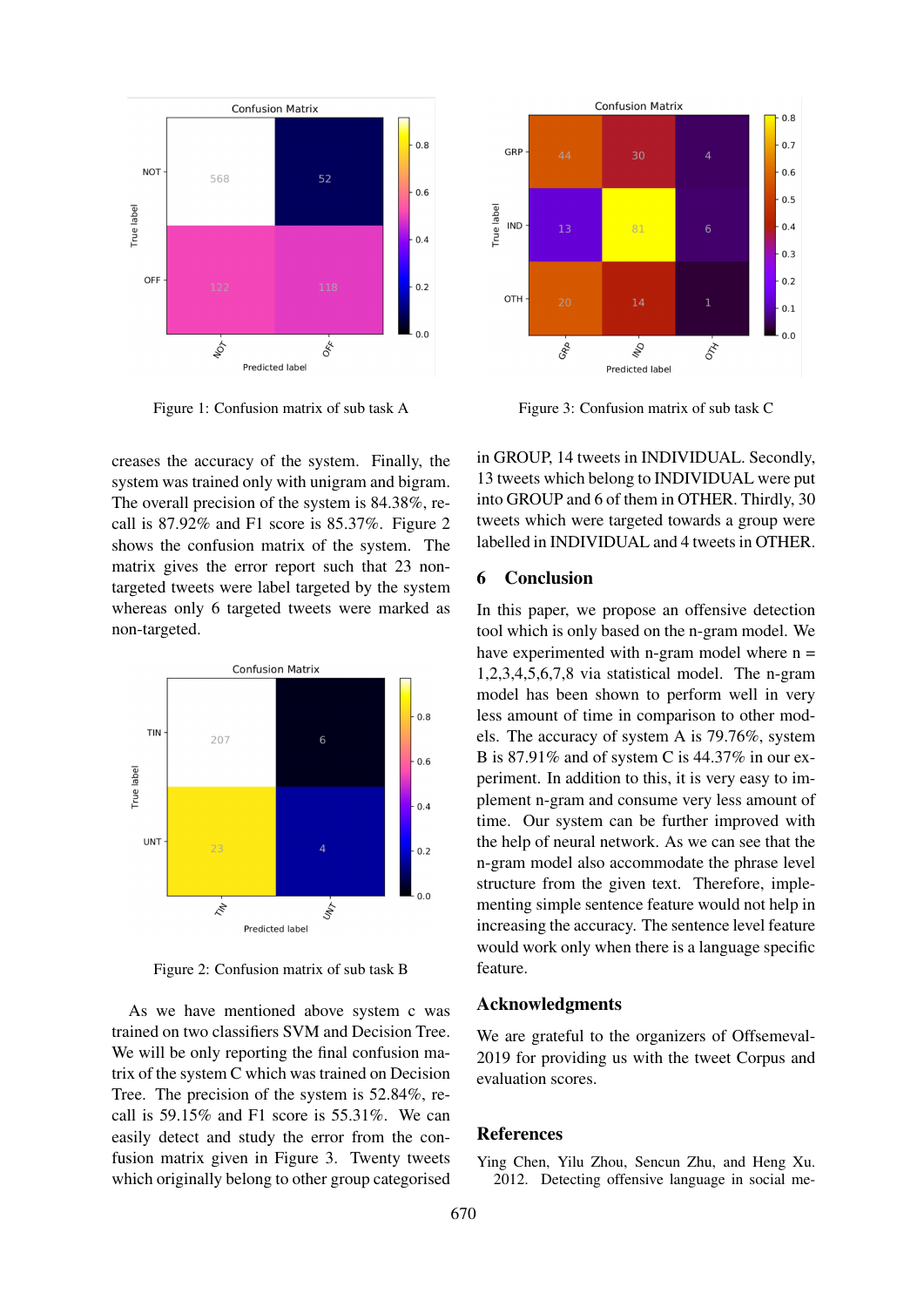Figure 1: Confusion matrix of sub task A

creases the accuracy of the system. Finally, the system was trained only with unigram and bigram. The overall precision of the system is 84.38%, recall is 87.92% and F1 score is 85.37%. Figure 2 shows the confusion matrix of the system. The matrix gives the error report such that 23 non-targeted tweets were label targeted by the system whereas only 6 targeted tweets were marked as non-targeted.

Figure 2: Confusion matrix of sub task B

As we have mentioned above system c was trained on two classifiers SVM and Decision Tree. We will be only reporting the final confusion matrix of the system C which was trained on Decision Tree. The precision of the system is 52.84%, recall is 59.15% and F1 score is 55.31%. We can easily detect and study the error from the confusion matrix given in Figure 3. Twenty tweets which originally belong to other group categorised in GROUP, 14 tweets in INDIVIDUAL. Secondly, 13 tweets which belong to INDIVIDUAL were put into GROUP and 6 of them in OTHER. Thirdly, 30 tweets which were targeted towards a group were labelled in INDIVIDUAL and 4 tweets in OTHER.

Figure 3: Confusion matrix of sub task C

## 6 Conclusion

In this paper, we propose an offensive detection tool which is only based on the n-gram model. We have experimented with n-gram model where n = 1,2,3,4,5,6,7,8 via statistical model. The n-gram model has been shown to perform well in very less amount of time in comparison to other models. The accuracy of system A is 79.76%, system B is 87.91% and of system C is 44.37% in our experiment. In addition to this, it is very easy to implement n-gram and consume very less amount of time. Our system can be further improved with the help of neural network. As we can see that the n-gram model also accommodate the phrase level structure from the given text. Therefore, implementing simple sentence feature would not help in increasing the accuracy. The sentence level feature would work only when there is a language specific feature.

## Acknowledgments

We are grateful to the organizers of Offsemeval-2019 for providing us with the tweet Corpus and evaluation scores.

## References

Ying Chen, Yilu Zhou, Sencun Zhu, and Heng Xu. 2012. Detecting offensive language in social me-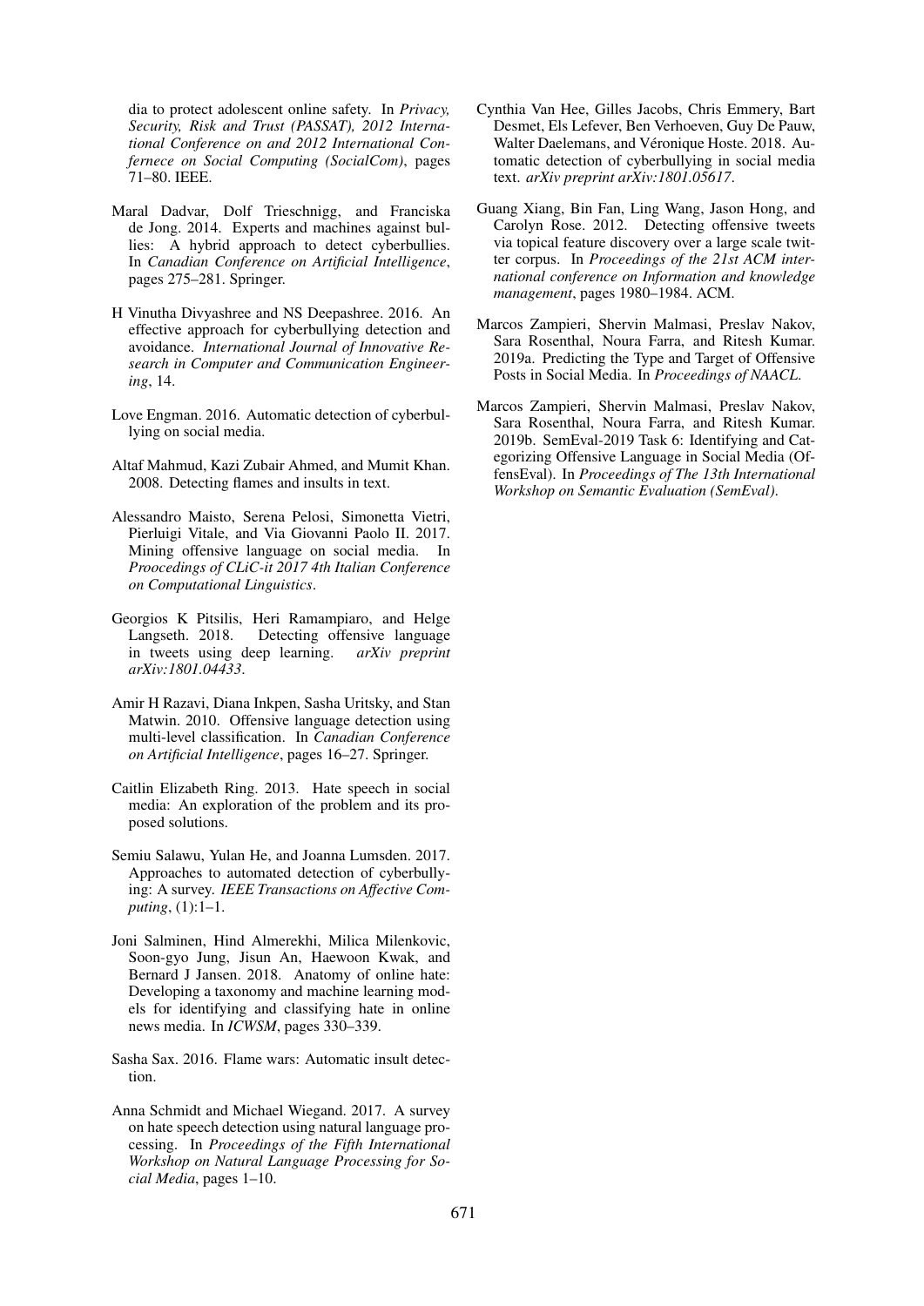dia to protect adolescent online safety. In *Privacy, Security, Risk and Trust (PASSAT), 2012 International Conference on and 2012 International Confernece on Social Computing (SocialCom)*, pages 71–80. IEEE.

Maral Dadvar, Dolf Trieschnigg, and Franciska de Jong. 2014. Experts and machines against bullies: A hybrid approach to detect cyberbullies. In *Canadian Conference on Artificial Intelligence*, pages 275–281. Springer.

H Vinutha Divyashree and NS Deepashree. 2016. An effective approach for cyberbullying detection and avoidance. *International Journal of Innovative Research in Computer and Communication Engineering*, 14.

Love Engman. 2016. Automatic detection of cyberbullying on social media.

Altaf Mahmud, Kazi Zubair Ahmed, and Mumit Khan. 2008. Detecting flames and insults in text.

Alessandro Maisto, Serena Pelosi, Simonetta Vietri, Pierluigi Vitale, and Via Giovanni Paolo II. 2017. Mining offensive language on social media. In *Proocedings of CLiC-it 2017 4th Italian Conference on Computational Linguistics*.

Georgios K Pitsilis, Heri Ramampiaro, and Helge Langseth. 2018. Detecting offensive language in tweets using deep learning. *arXiv preprint arXiv:1801.04433*.

Amir H Razavi, Diana Inkpen, Sasha Uritsky, and Stan Matwin. 2010. Offensive language detection using multi-level classification. In *Canadian Conference on Artificial Intelligence*, pages 16–27. Springer.

Caitlin Elizabeth Ring. 2013. Hate speech in social media: An exploration of the problem and its proposed solutions.

Semiu Salawu, Yulan He, and Joanna Lumsden. 2017. Approaches to automated detection of cyberbullying: A survey. *IEEE Transactions on Affective Computing*, (1):1–1.

Joni Salminen, Hind Almerekhi, Milica Milenkovic, Soon-gyo Jung, Jisun An, Haewoon Kwak, and Bernard J Jansen. 2018. Anatomy of online hate: Developing a taxonomy and machine learning models for identifying and classifying hate in online news media. In *ICWSM*, pages 330–339.

Sasha Sax. 2016. Flame wars: Automatic insult detection.

Anna Schmidt and Michael Wiegand. 2017. A survey on hate speech detection using natural language processing. In *Proceedings of the Fifth International Workshop on Natural Language Processing for Social Media*, pages 1–10.

Cynthia Van Hee, Gilles Jacobs, Chris Emmery, Bart Desmet, Els Lefever, Ben Verhoeven, Guy De Pauw, Walter Daelemans, and Véronique Hoste. 2018. Automatic detection of cyberbullying in social media text. *arXiv preprint arXiv:1801.05617*.

Guang Xiang, Bin Fan, Ling Wang, Jason Hong, and Carolyn Rose. 2012. Detecting offensive tweets via topical feature discovery over a large scale twitter corpus. In *Proceedings of the 21st ACM international conference on Information and knowledge management*, pages 1980–1984. ACM.

Marcos Zampieri, Shervin Malmasi, Preslav Nakov, Sara Rosenthal, Noura Farra, and Ritesh Kumar. 2019a. Predicting the Type and Target of Offensive Posts in Social Media. In *Proceedings of NAACL*.

Marcos Zampieri, Shervin Malmasi, Preslav Nakov, Sara Rosenthal, Noura Farra, and Ritesh Kumar. 2019b. SemEval-2019 Task 6: Identifying and Categorizing Offensive Language in Social Media (OffensEval). In *Proceedings of The 13th International Workshop on Semantic Evaluation (SemEval)*.